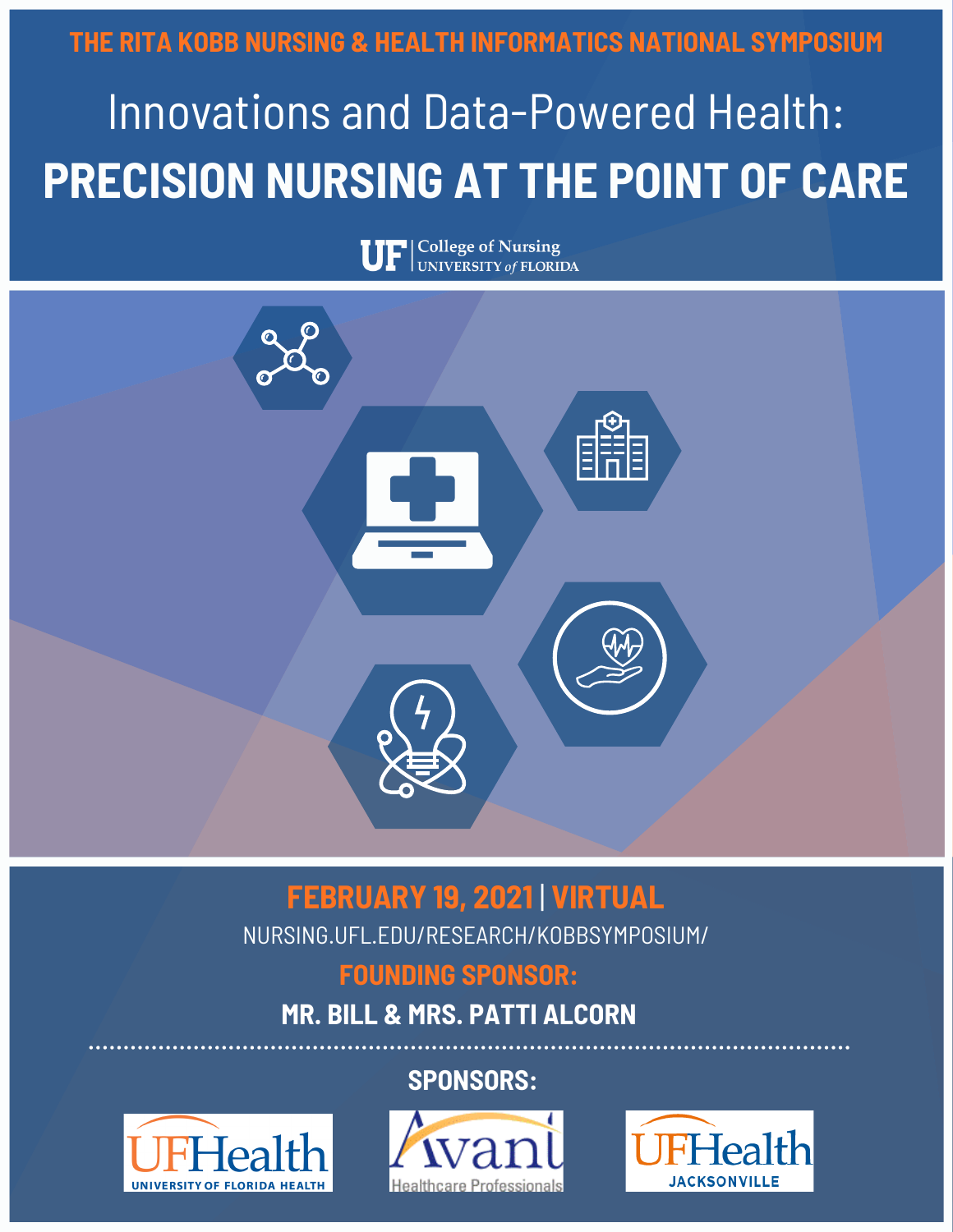THE RITA KOBB NURSING & HEALTH INFORMATICS NATIONAL SYMPOSIUM

# Innovations and Data-Powered Health:

# PRECISION NURSING AT THE POINT OF CARE

UF | College of Nursing
UNIVERSITY *of* FLORIDA

**FEBRUARY 19, 2021 | VIRTUAL**

NURSING.UFL.EDU/RESEARCH/KOBBSYMPOSIUM/

**FOUNDING SPONSOR:**

**MR. BILL & MRS. PATTI ALCORN**

**SPONSORS:**

UFHealth UNIVERSITY OF FLORIDA HEALTH

Avant Healthcare Professionals

UFHealth JACKSONVILLE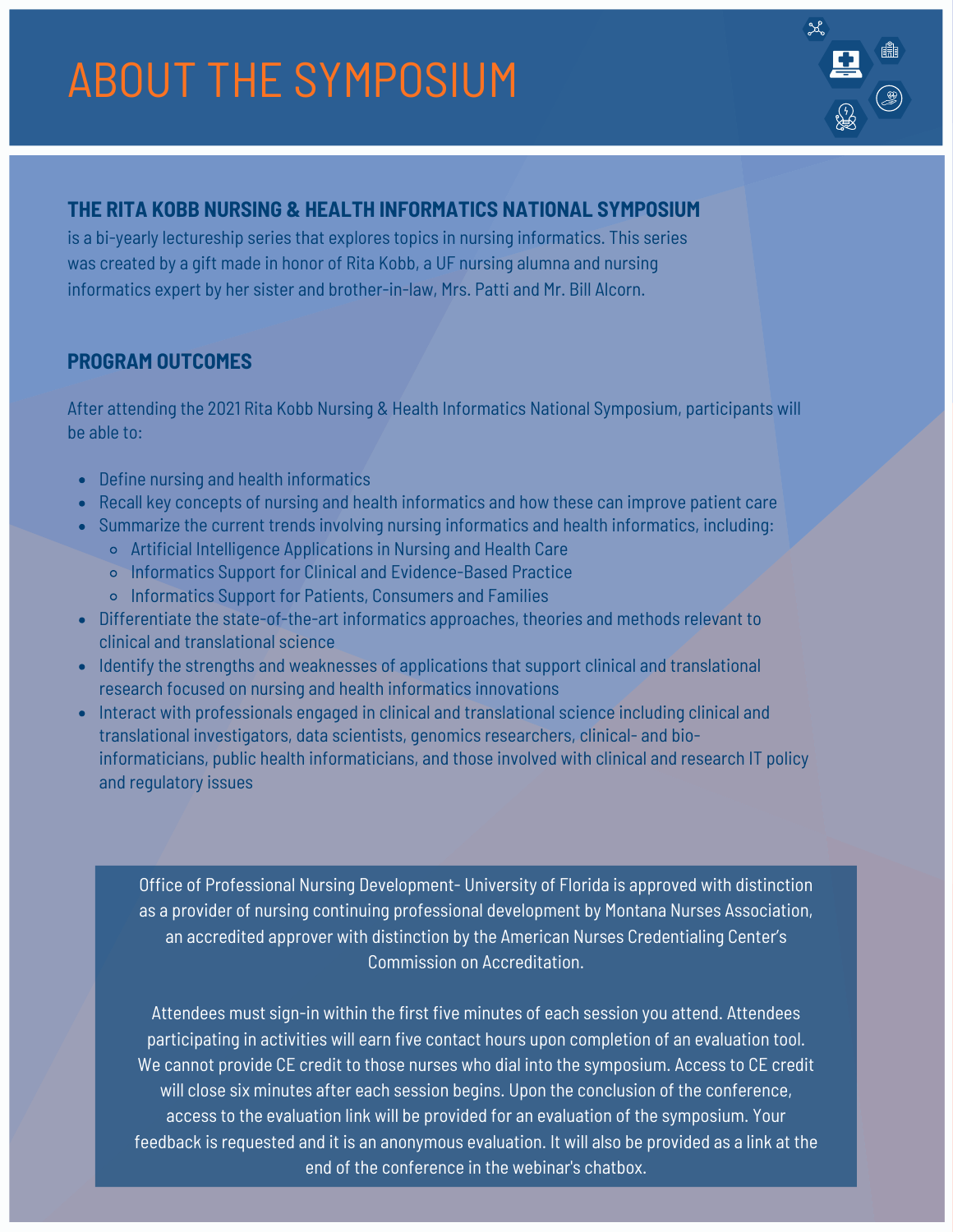# ABOUT THE SYMPOSIUM

**THE RITA KOBB NURSING & HEALTH INFORMATICS NATIONAL SYMPOSIUM** is a bi-yearly lectureship series that explores topics in nursing informatics. This series was created by a gift made in honor of Rita Kobb, a UF nursing alumna and nursing informatics expert by her sister and brother-in-law, Mrs. Patti and Mr. Bill Alcorn.

## PROGRAM OUTCOMES

After attending the 2021 Rita Kobb Nursing & Health Informatics National Symposium, participants will be able to:

- Define nursing and health informatics
- Recall key concepts of nursing and health informatics and how these can improve patient care
- Summarize the current trends involving nursing informatics and health informatics, including:
  - Artificial Intelligence Applications in Nursing and Health Care
  - Informatics Support for Clinical and Evidence-Based Practice
  - Informatics Support for Patients, Consumers and Families
- Differentiate the state-of-the-art informatics approaches, theories and methods relevant to clinical and translational science
- Identify the strengths and weaknesses of applications that support clinical and translational research focused on nursing and health informatics innovations
- Interact with professionals engaged in clinical and translational science including clinical and translational investigators, data scientists, genomics researchers, clinical- and bio-informaticians, public health informaticians, and those involved with clinical and research IT policy and regulatory issues

Office of Professional Nursing Development- University of Florida is approved with distinction as a provider of nursing continuing professional development by Montana Nurses Association, an accredited approver with distinction by the American Nurses Credentialing Center's Commission on Accreditation.

Attendees must sign-in within the first five minutes of each session you attend. Attendees participating in activities will earn five contact hours upon completion of an evaluation tool. We cannot provide CE credit to those nurses who dial into the symposium. Access to CE credit will close six minutes after each session begins. Upon the conclusion of the conference, access to the evaluation link will be provided for an evaluation of the symposium. Your feedback is requested and it is an anonymous evaluation. It will also be provided as a link at the end of the conference in the webinar's chatbox.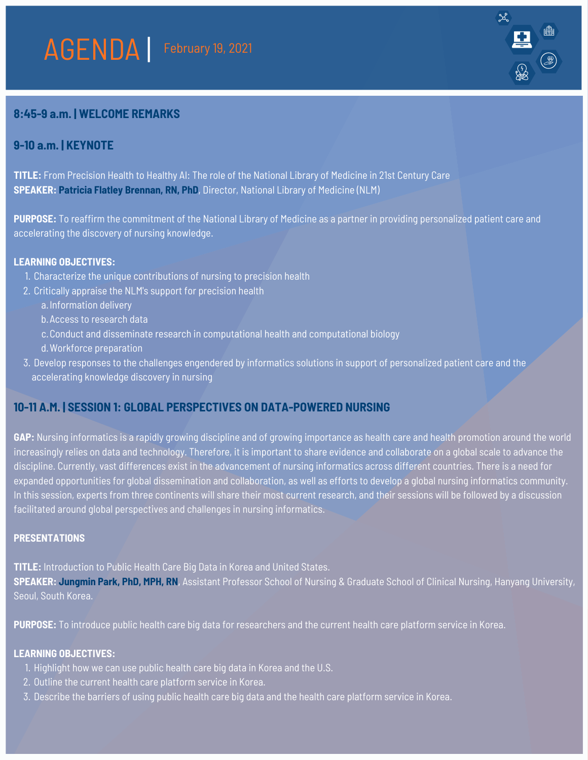# AGENDA | February 19, 2021

## 8:45-9 a.m. | WELCOME REMARKS

## 9-10 a.m. | KEYNOTE

**TITLE:** From Precision Health to Healthy AI: The role of the National Library of Medicine in 21st Century Care
**SPEAKER:** **Patricia Flatley Brennan, RN, PhD**, Director, National Library of Medicine (NLM)

**PURPOSE:** To reaffirm the commitment of the National Library of Medicine as a partner in providing personalized patient care and accelerating the discovery of nursing knowledge.

**LEARNING OBJECTIVES:**

1. Characterize the unique contributions of nursing to precision health
2. Critically appraise the NLM's support for precision health
   a. Information delivery
   b. Access to research data
   c. Conduct and disseminate research in computational health and computational biology
   d. Workforce preparation
3. Develop responses to the challenges engendered by informatics solutions in support of personalized patient care and the accelerating knowledge discovery in nursing

## 10-11 A.M. | SESSION 1: GLOBAL PERSPECTIVES ON DATA-POWERED NURSING

**GAP:** Nursing informatics is a rapidly growing discipline and of growing importance as health care and health promotion around the world increasingly relies on data and technology. Therefore, it is important to share evidence and collaborate on a global scale to advance the discipline. Currently, vast differences exist in the advancement of nursing informatics across different countries. There is a need for expanded opportunities for global dissemination and collaboration, as well as efforts to develop a global nursing informatics community. In this session, experts from three continents will share their most current research, and their sessions will be followed by a discussion facilitated around global perspectives and challenges in nursing informatics.

**PRESENTATIONS**

**TITLE:** Introduction to Public Health Care Big Data in Korea and United States.
**SPEAKER:** **Jungmin Park, PhD, MPH, RN**, Assistant Professor School of Nursing & Graduate School of Clinical Nursing, Hanyang University, Seoul, South Korea.

**PURPOSE:** To introduce public health care big data for researchers and the current health care platform service in Korea.

**LEARNING OBJECTIVES:**

1. Highlight how we can use public health care big data in Korea and the U.S.
2. Outline the current health care platform service in Korea.
3. Describe the barriers of using public health care big data and the health care platform service in Korea.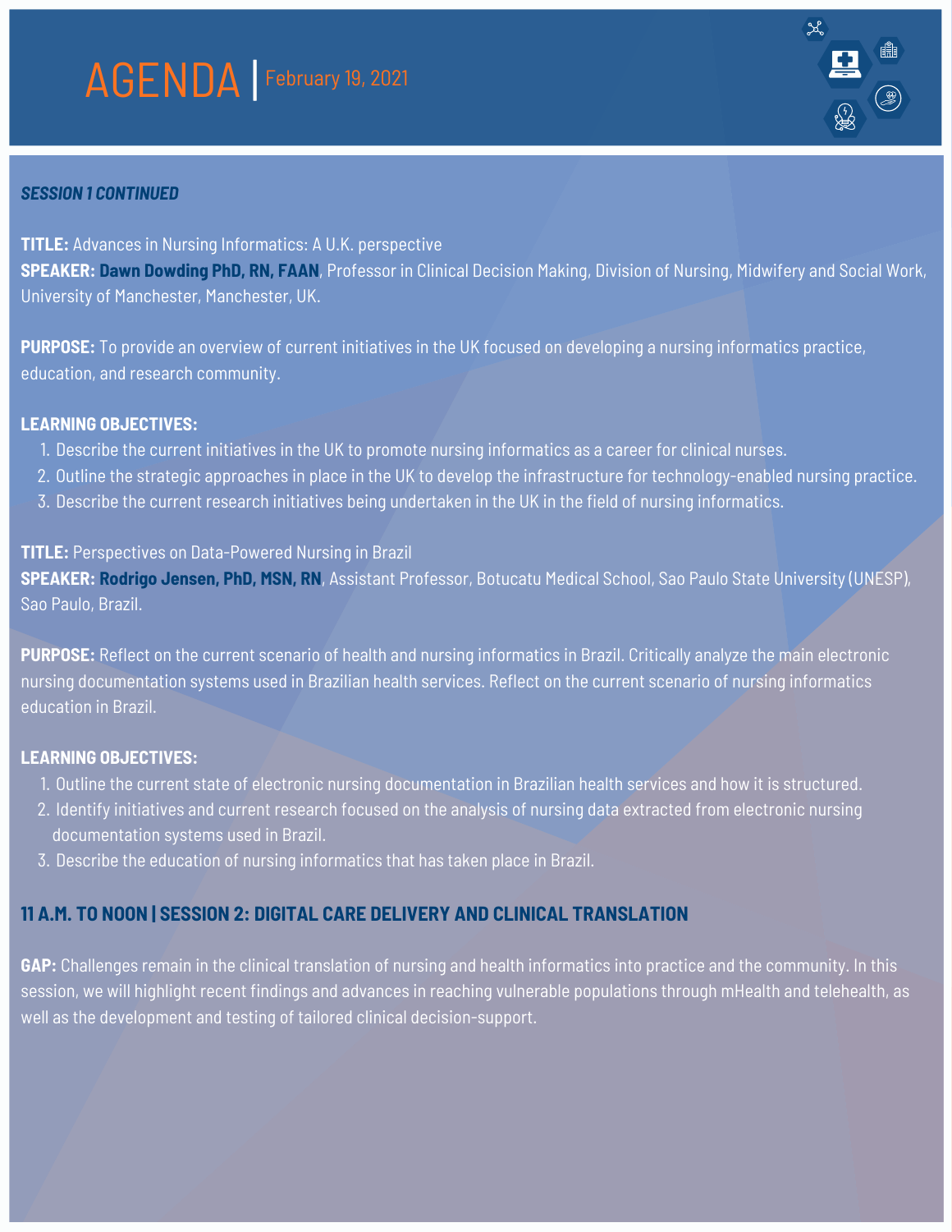# AGENDA | February 19, 2021

***SESSION 1 CONTINUED***

**TITLE:** Advances in Nursing Informatics: A U.K. perspective
**SPEAKER:** **Dawn Dowding PhD, RN, FAAN**, Professor in Clinical Decision Making, Division of Nursing, Midwifery and Social Work, University of Manchester, Manchester, UK.

**PURPOSE:** To provide an overview of current initiatives in the UK focused on developing a nursing informatics practice, education, and research community.

**LEARNING OBJECTIVES:**

1. Describe the current initiatives in the UK to promote nursing informatics as a career for clinical nurses.
2. Outline the strategic approaches in place in the UK to develop the infrastructure for technology-enabled nursing practice.
3. Describe the current research initiatives being undertaken in the UK in the field of nursing informatics.

**TITLE:** Perspectives on Data-Powered Nursing in Brazil
**SPEAKER:** **Rodrigo Jensen, PhD, MSN, RN**, Assistant Professor, Botucatu Medical School, Sao Paulo State University (UNESP), Sao Paulo, Brazil.

**PURPOSE:** Reflect on the current scenario of health and nursing informatics in Brazil. Critically analyze the main electronic nursing documentation systems used in Brazilian health services. Reflect on the current scenario of nursing informatics education in Brazil.

**LEARNING OBJECTIVES:**

1. Outline the current state of electronic nursing documentation in Brazilian health services and how it is structured.
2. Identify initiatives and current research focused on the analysis of nursing data extracted from electronic nursing documentation systems used in Brazil.
3. Describe the education of nursing informatics that has taken place in Brazil.

## 11 A.M. TO NOON | SESSION 2: DIGITAL CARE DELIVERY AND CLINICAL TRANSLATION

**GAP:** Challenges remain in the clinical translation of nursing and health informatics into practice and the community. In this session, we will highlight recent findings and advances in reaching vulnerable populations through mHealth and telehealth, as well as the development and testing of tailored clinical decision-support.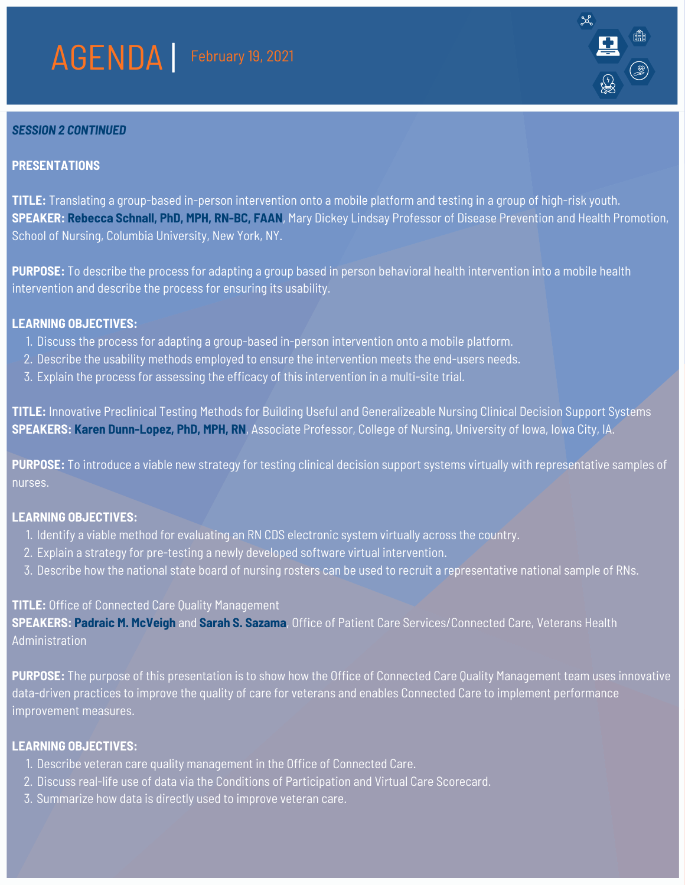# AGENDA | February 19, 2021

***SESSION 2 CONTINUED***

**PRESENTATIONS**

**TITLE:** Translating a group-based in-person intervention onto a mobile platform and testing in a group of high-risk youth.
**SPEAKER:** **Rebecca Schnall, PhD, MPH, RN-BC, FAAN**, Mary Dickey Lindsay Professor of Disease Prevention and Health Promotion, School of Nursing, Columbia University, New York, NY.

**PURPOSE:** To describe the process for adapting a group based in person behavioral health intervention into a mobile health intervention and describe the process for ensuring its usability.

**LEARNING OBJECTIVES:**

1. Discuss the process for adapting a group-based in-person intervention onto a mobile platform.
2. Describe the usability methods employed to ensure the intervention meets the end-users needs.
3. Explain the process for assessing the efficacy of this intervention in a multi-site trial.

**TITLE:** Innovative Preclinical Testing Methods for Building Useful and Generalizeable Nursing Clinical Decision Support Systems
**SPEAKERS:** **Karen Dunn-Lopez, PhD, MPH, RN**, Associate Professor, College of Nursing, University of Iowa, Iowa City, IA.

**PURPOSE:** To introduce a viable new strategy for testing clinical decision support systems virtually with representative samples of nurses.

**LEARNING OBJECTIVES:**

1. Identify a viable method for evaluating an RN CDS electronic system virtually across the country.
2. Explain a strategy for pre-testing a newly developed software virtual intervention.
3. Describe how the national state board of nursing rosters can be used to recruit a representative national sample of RNs.

**TITLE:** Office of Connected Care Quality Management
**SPEAKERS:** **Padraic M. McVeigh** and **Sarah S. Sazama**, Office of Patient Care Services/Connected Care, Veterans Health Administration

**PURPOSE:** The purpose of this presentation is to show how the Office of Connected Care Quality Management team uses innovative data-driven practices to improve the quality of care for veterans and enables Connected Care to implement performance improvement measures.

**LEARNING OBJECTIVES:**

1. Describe veteran care quality management in the Office of Connected Care.
2. Discuss real-life use of data via the Conditions of Participation and Virtual Care Scorecard.
3. Summarize how data is directly used to improve veteran care.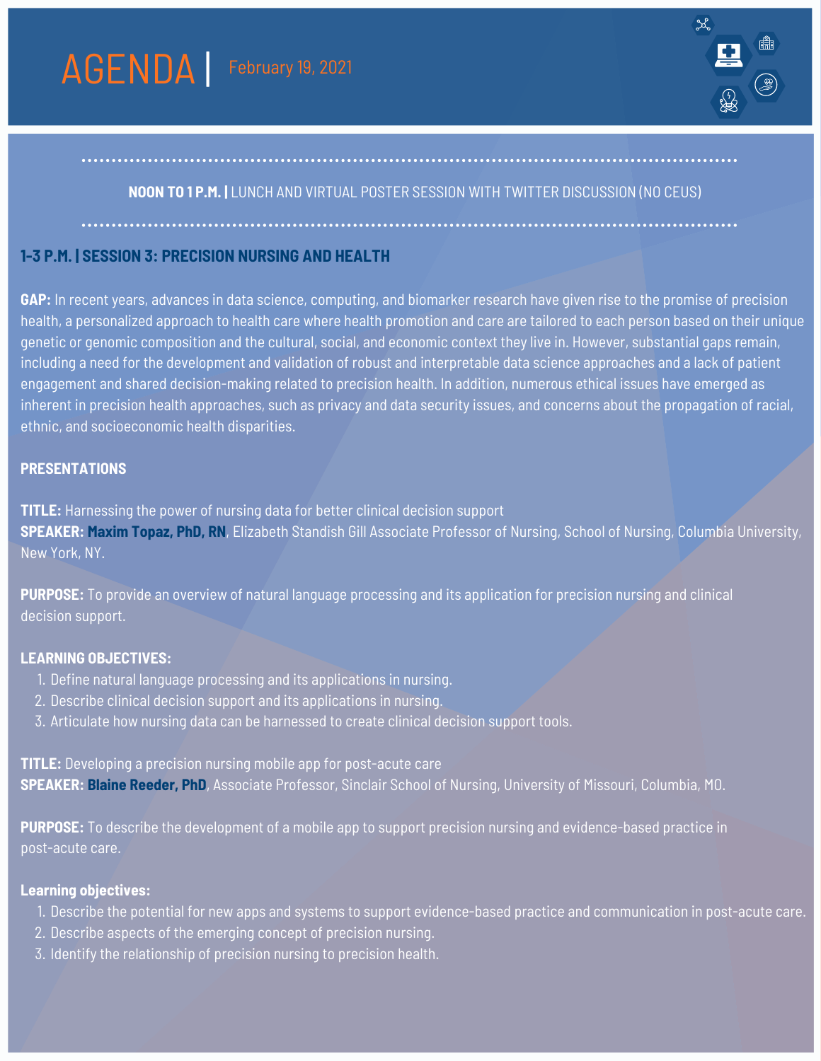# AGENDA | February 19, 2021

**NOON TO 1 P.M. |** LUNCH AND VIRTUAL POSTER SESSION WITH TWITTER DISCUSSION (NO CEUS)

## 1-3 P.M. | SESSION 3: PRECISION NURSING AND HEALTH

**GAP:** In recent years, advances in data science, computing, and biomarker research have given rise to the promise of precision health, a personalized approach to health care where health promotion and care are tailored to each person based on their unique genetic or genomic composition and the cultural, social, and economic context they live in. However, substantial gaps remain, including a need for the development and validation of robust and interpretable data science approaches and a lack of patient engagement and shared decision-making related to precision health. In addition, numerous ethical issues have emerged as inherent in precision health approaches, such as privacy and data security issues, and concerns about the propagation of racial, ethnic, and socioeconomic health disparities.

**PRESENTATIONS**

**TITLE:** Harnessing the power of nursing data for better clinical decision support
**SPEAKER:** **Maxim Topaz, PhD, RN**, Elizabeth Standish Gill Associate Professor of Nursing, School of Nursing, Columbia University, New York, NY.

**PURPOSE:** To provide an overview of natural language processing and its application for precision nursing and clinical decision support.

**LEARNING OBJECTIVES:**

1. Define natural language processing and its applications in nursing.
2. Describe clinical decision support and its applications in nursing.
3. Articulate how nursing data can be harnessed to create clinical decision support tools.

**TITLE:** Developing a precision nursing mobile app for post-acute care
**SPEAKER:** **Blaine Reeder, PhD**, Associate Professor, Sinclair School of Nursing, University of Missouri, Columbia, MO.

**PURPOSE:** To describe the development of a mobile app to support precision nursing and evidence-based practice in post-acute care.

**Learning objectives:**

1. Describe the potential for new apps and systems to support evidence-based practice and communication in post-acute care.
2. Describe aspects of the emerging concept of precision nursing.
3. Identify the relationship of precision nursing to precision health.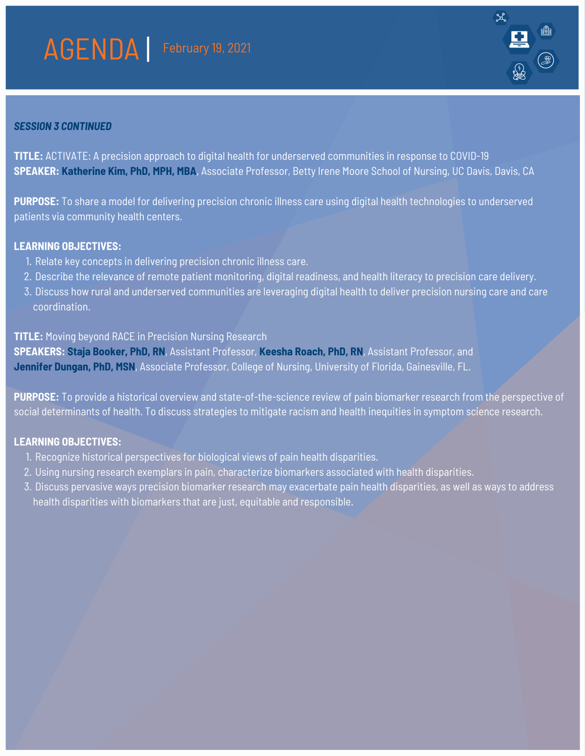# AGENDA | February 19, 2021

***SESSION 3 CONTINUED***

**TITLE:** ACTIVATE: A precision approach to digital health for underserved communities in response to COVID-19
**SPEAKER:** **Katherine Kim, PhD, MPH, MBA**, Associate Professor, Betty Irene Moore School of Nursing, UC Davis, Davis, CA

**PURPOSE:** To share a model for delivering precision chronic illness care using digital health technologies to underserved patients via community health centers.

**LEARNING OBJECTIVES:**

1. Relate key concepts in delivering precision chronic illness care.
2. Describe the relevance of remote patient monitoring, digital readiness, and health literacy to precision care delivery.
3. Discuss how rural and underserved communities are leveraging digital health to deliver precision nursing care and care coordination.

**TITLE:** Moving beyond RACE in Precision Nursing Research
**SPEAKERS:** **Staja Booker, PhD, RN**, Assistant Professor, **Keesha Roach, PhD, RN**, Assistant Professor, and **Jennifer Dungan, PhD, MSN**, Associate Professor, College of Nursing, University of Florida, Gainesville, FL.

**PURPOSE:** To provide a historical overview and state-of-the-science review of pain biomarker research from the perspective of social determinants of health. To discuss strategies to mitigate racism and health inequities in symptom science research.

**LEARNING OBJECTIVES:**

1. Recognize historical perspectives for biological views of pain health disparities.
2. Using nursing research exemplars in pain, characterize biomarkers associated with health disparities.
3. Discuss pervasive ways precision biomarker research may exacerbate pain health disparities, as well as ways to address health disparities with biomarkers that are just, equitable and responsible.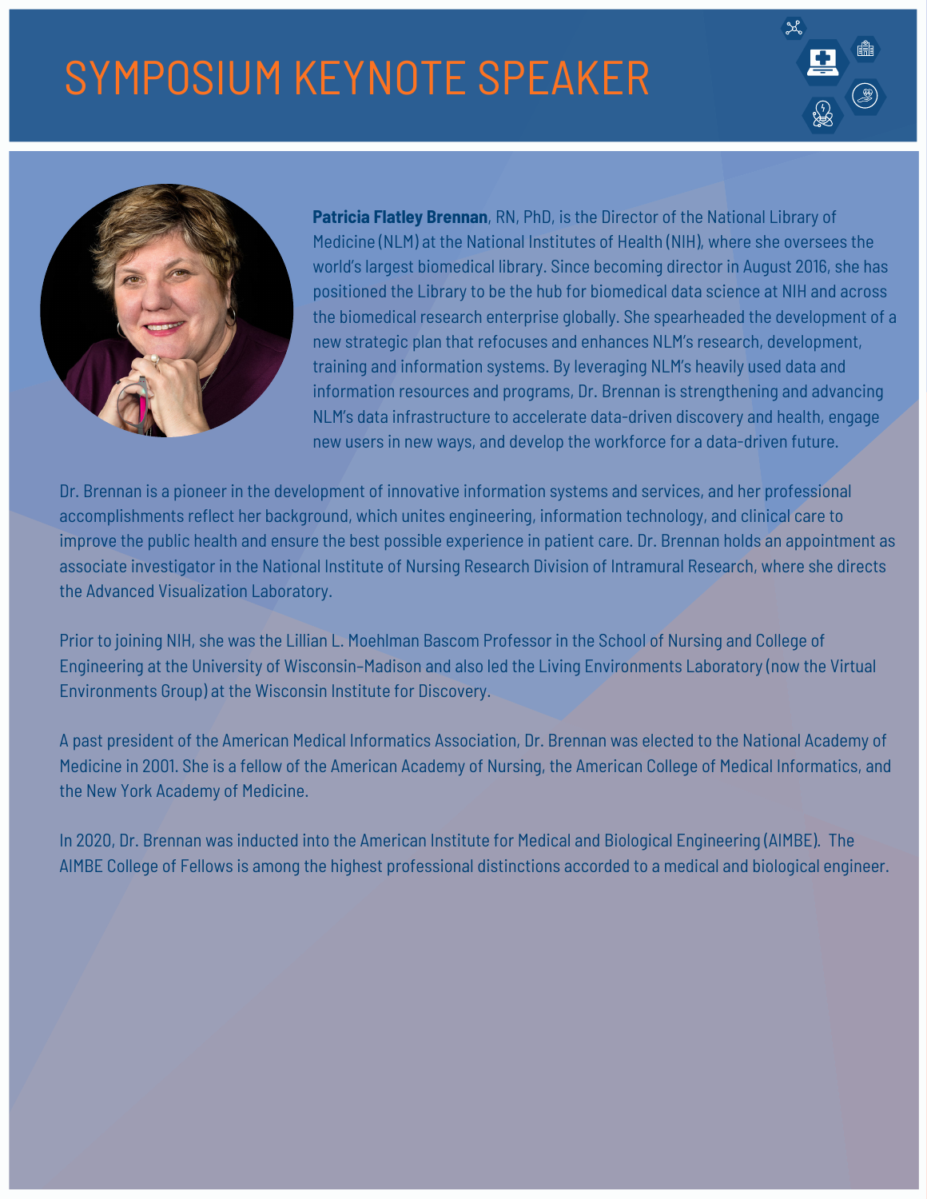# SYMPOSIUM KEYNOTE SPEAKER

**Patricia Flatley Brennan**, RN, PhD, is the Director of the National Library of Medicine (NLM) at the National Institutes of Health (NIH), where she oversees the world's largest biomedical library. Since becoming director in August 2016, she has positioned the Library to be the hub for biomedical data science at NIH and across the biomedical research enterprise globally. She spearheaded the development of a new strategic plan that refocuses and enhances NLM's research, development, training and information systems. By leveraging NLM's heavily used data and information resources and programs, Dr. Brennan is strengthening and advancing NLM's data infrastructure to accelerate data-driven discovery and health, engage new users in new ways, and develop the workforce for a data-driven future.

Dr. Brennan is a pioneer in the development of innovative information systems and services, and her professional accomplishments reflect her background, which unites engineering, information technology, and clinical care to improve the public health and ensure the best possible experience in patient care. Dr. Brennan holds an appointment as associate investigator in the National Institute of Nursing Research Division of Intramural Research, where she directs the Advanced Visualization Laboratory.

Prior to joining NIH, she was the Lillian L. Moehlman Bascom Professor in the School of Nursing and College of Engineering at the University of Wisconsin–Madison and also led the Living Environments Laboratory (now the Virtual Environments Group) at the Wisconsin Institute for Discovery.

A past president of the American Medical Informatics Association, Dr. Brennan was elected to the National Academy of Medicine in 2001. She is a fellow of the American Academy of Nursing, the American College of Medical Informatics, and the New York Academy of Medicine.

In 2020, Dr. Brennan was inducted into the American Institute for Medical and Biological Engineering (AIMBE). The AIMBE College of Fellows is among the highest professional distinctions accorded to a medical and biological engineer.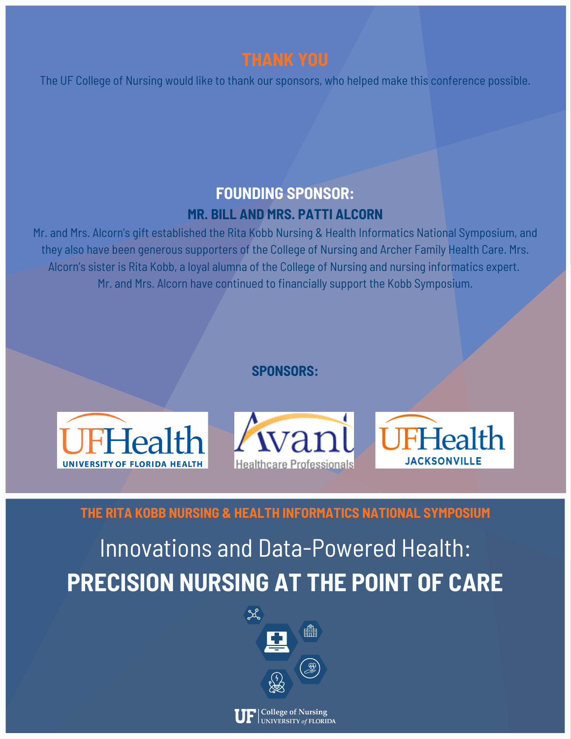# THANK YOU

The UF College of Nursing would like to thank our sponsors, who helped make this conference possible.

## FOUNDING SPONSOR:

### MR. BILL AND MRS. PATTI ALCORN

Mr. and Mrs. Alcorn's gift established the Rita Kobb Nursing & Health Informatics National Symposium, and they also have been generous supporters of the College of Nursing and Archer Family Health Care. Mrs. Alcorn's sister is Rita Kobb, a loyal alumna of the College of Nursing and nursing informatics expert. Mr. and Mrs. Alcorn have continued to financially support the Kobb Symposium.

## SPONSORS:

UFHealth UNIVERSITY OF FLORIDA HEALTH

Avant Healthcare Professionals

UFHealth JACKSONVILLE

THE RITA KOBB NURSING & HEALTH INFORMATICS NATIONAL SYMPOSIUM

Innovations and Data-Powered Health:

**PRECISION NURSING AT THE POINT OF CARE**

UF | College of Nursing UNIVERSITY of FLORIDA